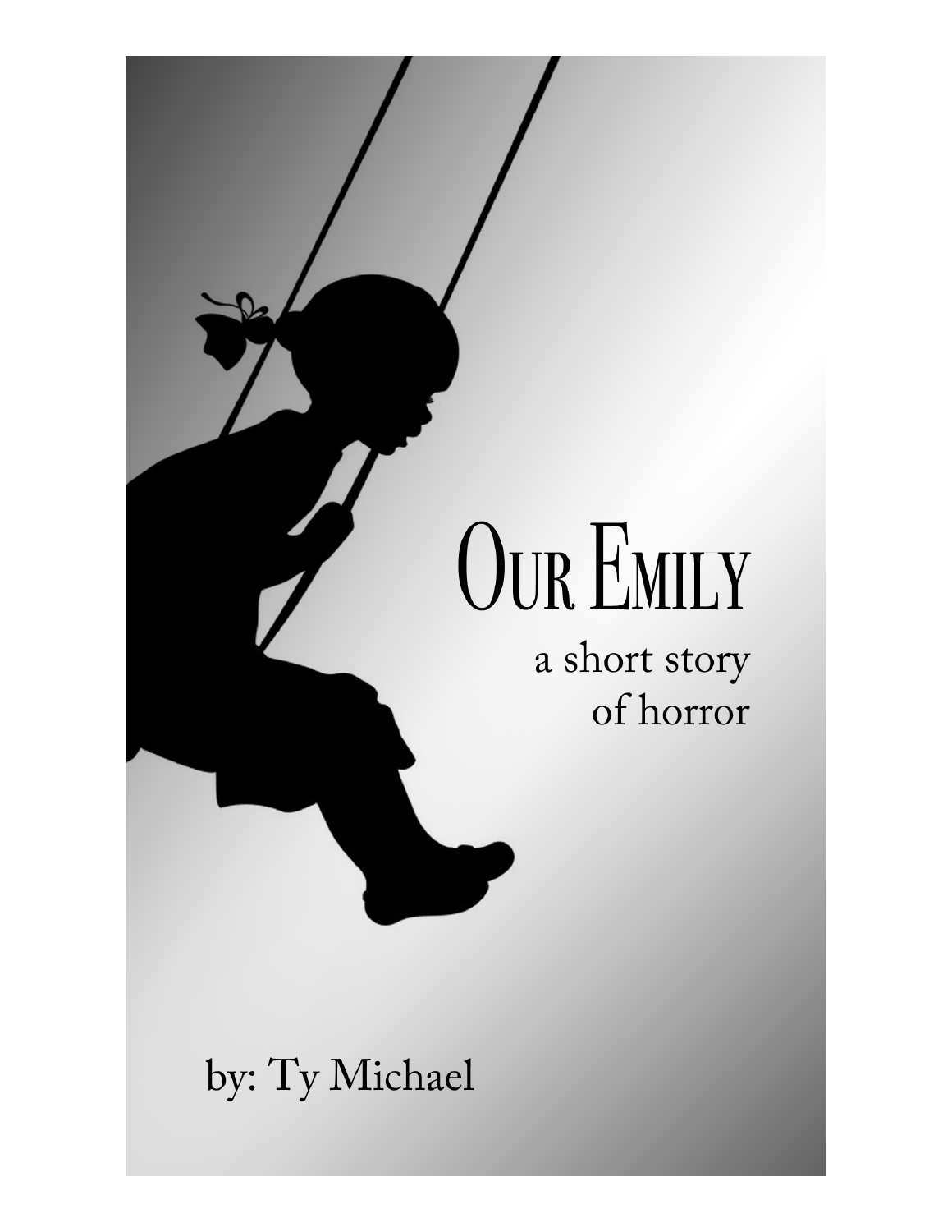# Our Emily

a short story of horror

by: Ty Michael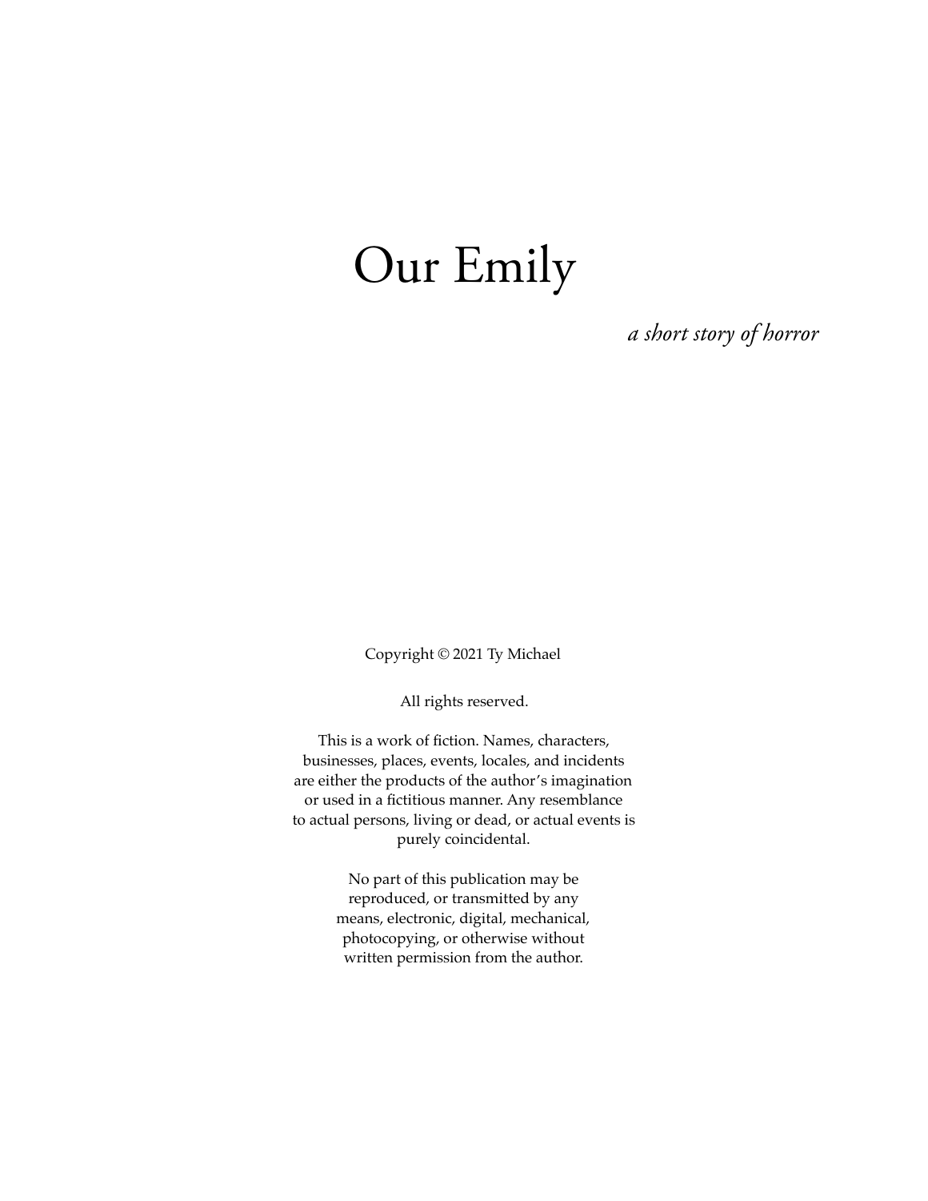# Our Emily

*a short story of horror*

Copyright © 2021 Ty Michael

All rights reserved.

This is a work of fiction. Names, characters, businesses, places, events, locales, and incidents are either the products of the author's imagination or used in a fictitious manner. Any resemblance to actual persons, living or dead, or actual events is purely coincidental.

No part of this publication may be reproduced, or transmitted by any means, electronic, digital, mechanical, photocopying, or otherwise without written permission from the author.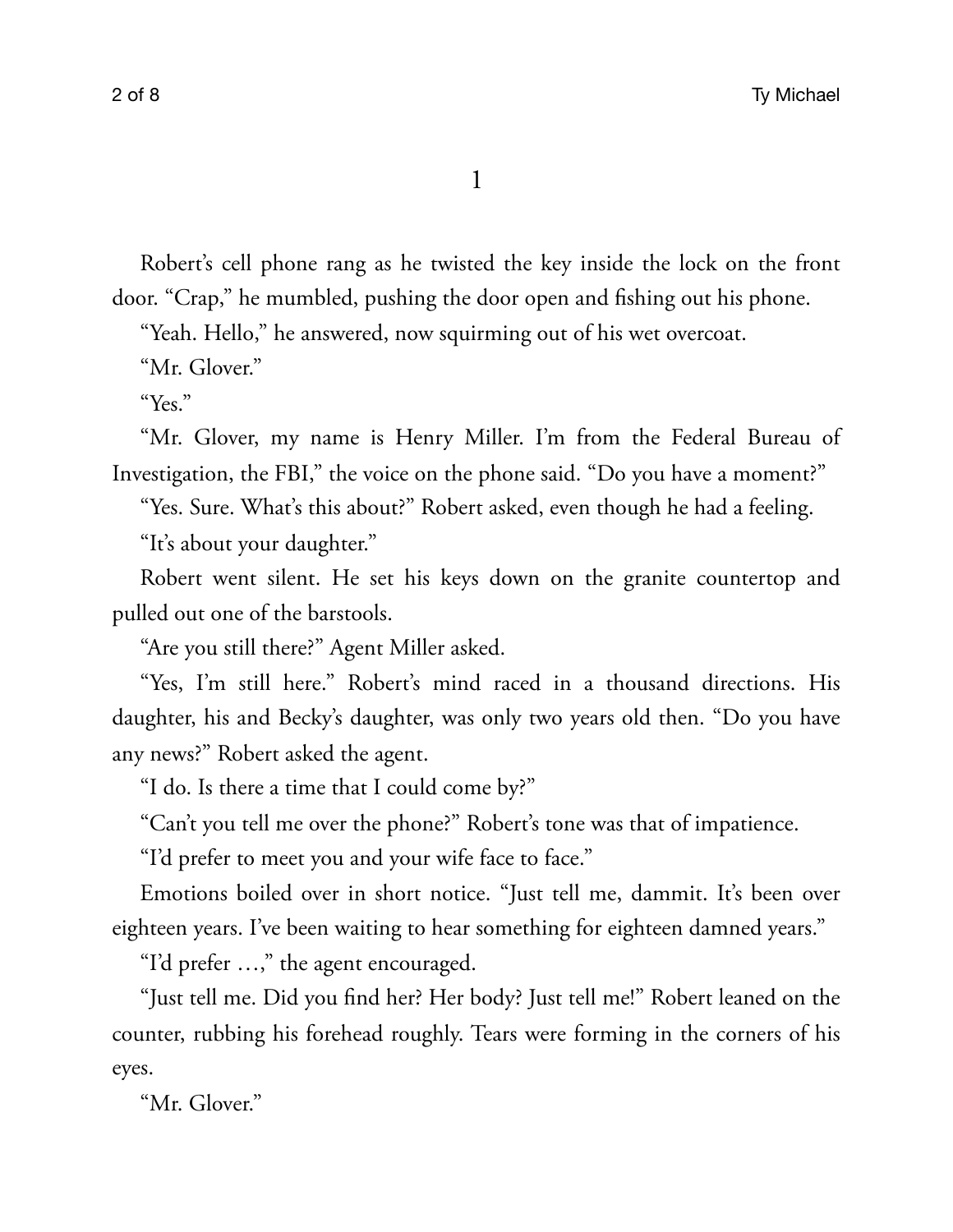# 1

Robert's cell phone rang as he twisted the key inside the lock on the front door. "Crap," he mumbled, pushing the door open and fishing out his phone.

"Yeah. Hello," he answered, now squirming out of his wet overcoat.

"Mr. Glover."

"Yes."

"Mr. Glover, my name is Henry Miller. I'm from the Federal Bureau of Investigation, the FBI," the voice on the phone said. "Do you have a moment?"

"Yes. Sure. What's this about?" Robert asked, even though he had a feeling.

"It's about your daughter."

Robert went silent. He set his keys down on the granite countertop and pulled out one of the barstools.

"Are you still there?" Agent Miller asked.

"Yes, I'm still here." Robert's mind raced in a thousand directions. His daughter, his and Becky's daughter, was only two years old then. "Do you have any news?" Robert asked the agent.

"I do. Is there a time that I could come by?"

"Can't you tell me over the phone?" Robert's tone was that of impatience.

"I'd prefer to meet you and your wife face to face."

Emotions boiled over in short notice. "Just tell me, dammit. It's been over eighteen years. I've been waiting to hear something for eighteen damned years."

"I'd prefer …," the agent encouraged.

"Just tell me. Did you find her? Her body? Just tell me!" Robert leaned on the counter, rubbing his forehead roughly. Tears were forming in the corners of his eyes.

"Mr. Glover."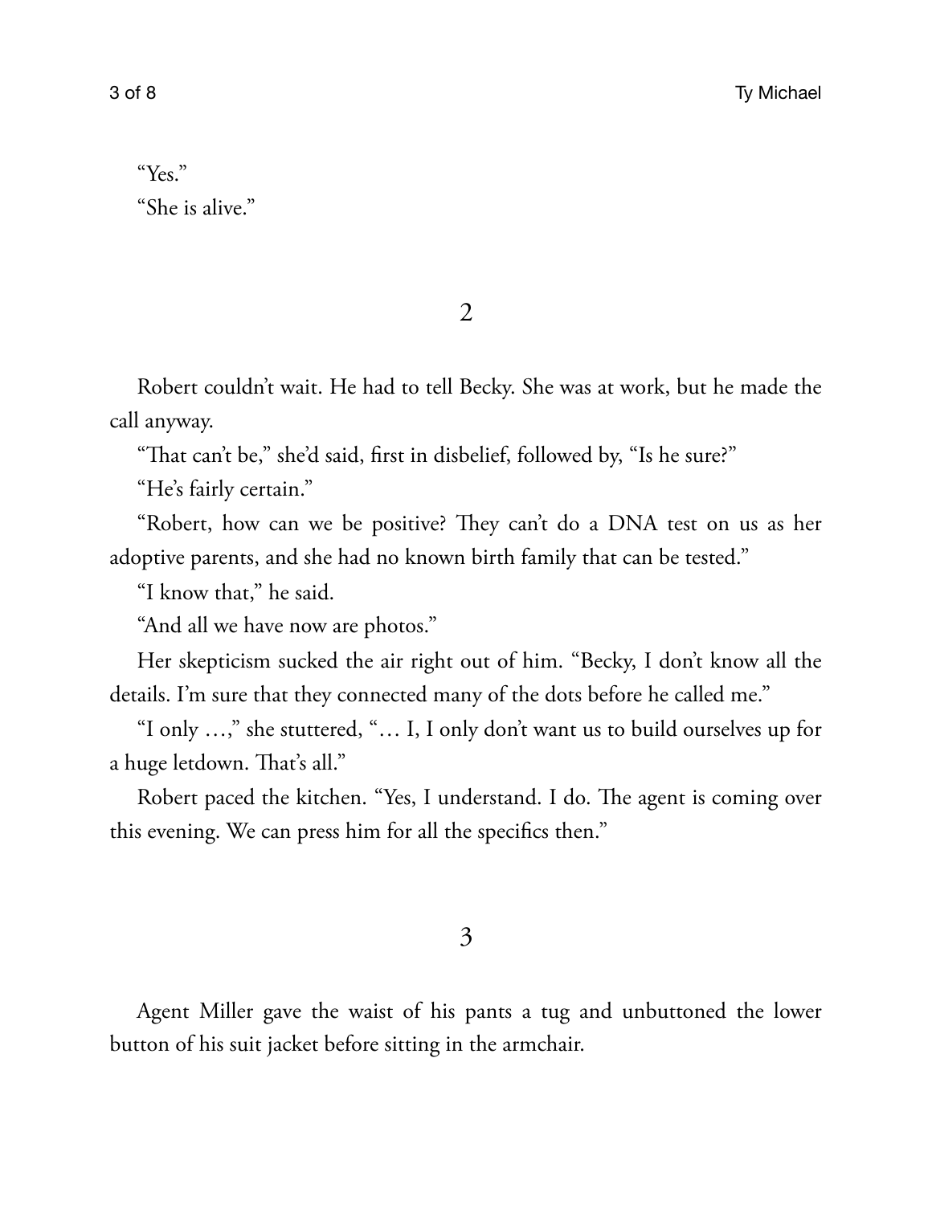"Yes."

"She is alive."

## 2

Robert couldn't wait. He had to tell Becky. She was at work, but he made the call anyway.

"That can't be," she'd said, first in disbelief, followed by, "Is he sure?"

"He's fairly certain."

"Robert, how can we be positive? They can't do a DNA test on us as her adoptive parents, and she had no known birth family that can be tested."

"I know that," he said.

"And all we have now are photos."

Her skepticism sucked the air right out of him. "Becky, I don't know all the details. I'm sure that they connected many of the dots before he called me."

"I only …," she stuttered, "… I, I only don't want us to build ourselves up for a huge letdown. That's all."

Robert paced the kitchen. "Yes, I understand. I do. The agent is coming over this evening. We can press him for all the specifics then."

## 3

Agent Miller gave the waist of his pants a tug and unbuttoned the lower button of his suit jacket before sitting in the armchair.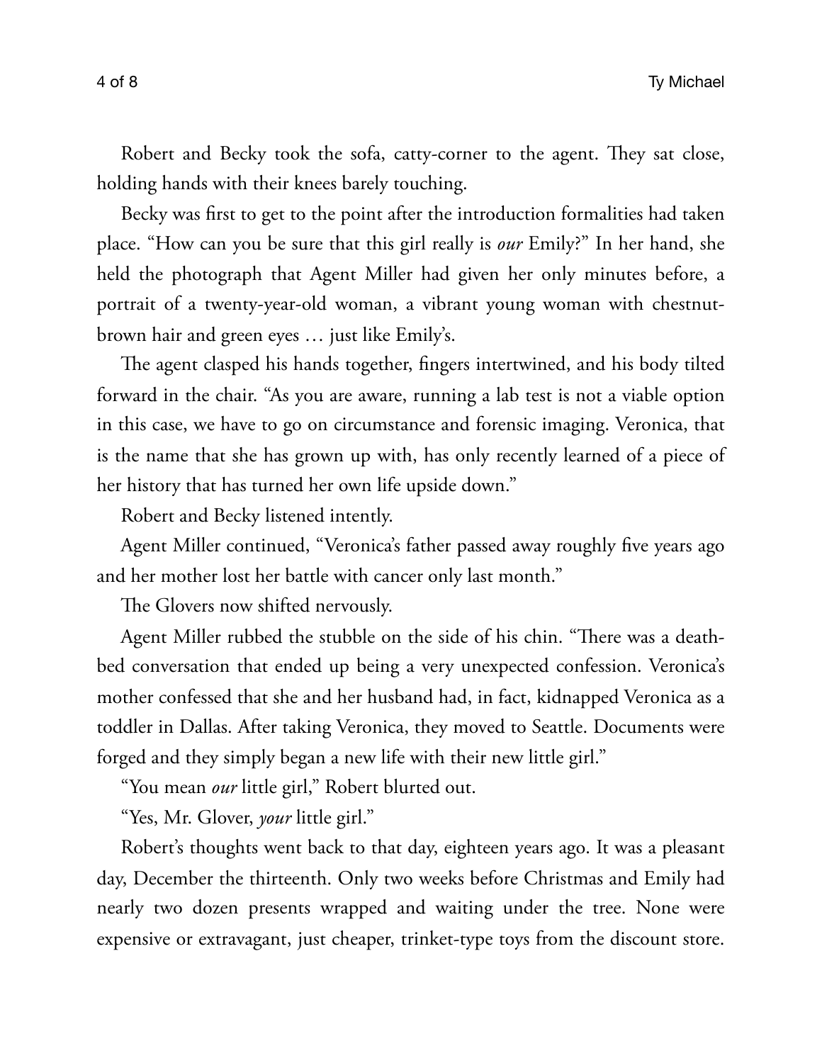Robert and Becky took the sofa, catty-corner to the agent. They sat close, holding hands with their knees barely touching.

Becky was first to get to the point after the introduction formalities had taken place. "How can you be sure that this girl really is *our* Emily?" In her hand, she held the photograph that Agent Miller had given her only minutes before, a portrait of a twenty-year-old woman, a vibrant young woman with chestnut-brown hair and green eyes … just like Emily's.

The agent clasped his hands together, fingers intertwined, and his body tilted forward in the chair. "As you are aware, running a lab test is not a viable option in this case, we have to go on circumstance and forensic imaging. Veronica, that is the name that she has grown up with, has only recently learned of a piece of her history that has turned her own life upside down."

Robert and Becky listened intently.

Agent Miller continued, "Veronica's father passed away roughly five years ago and her mother lost her battle with cancer only last month."

The Glovers now shifted nervously.

Agent Miller rubbed the stubble on the side of his chin. "There was a death-bed conversation that ended up being a very unexpected confession. Veronica's mother confessed that she and her husband had, in fact, kidnapped Veronica as a toddler in Dallas. After taking Veronica, they moved to Seattle. Documents were forged and they simply began a new life with their new little girl."

"You mean *our* little girl," Robert blurted out.

"Yes, Mr. Glover, *your* little girl."

Robert's thoughts went back to that day, eighteen years ago. It was a pleasant day, December the thirteenth. Only two weeks before Christmas and Emily had nearly two dozen presents wrapped and waiting under the tree. None were expensive or extravagant, just cheaper, trinket-type toys from the discount store.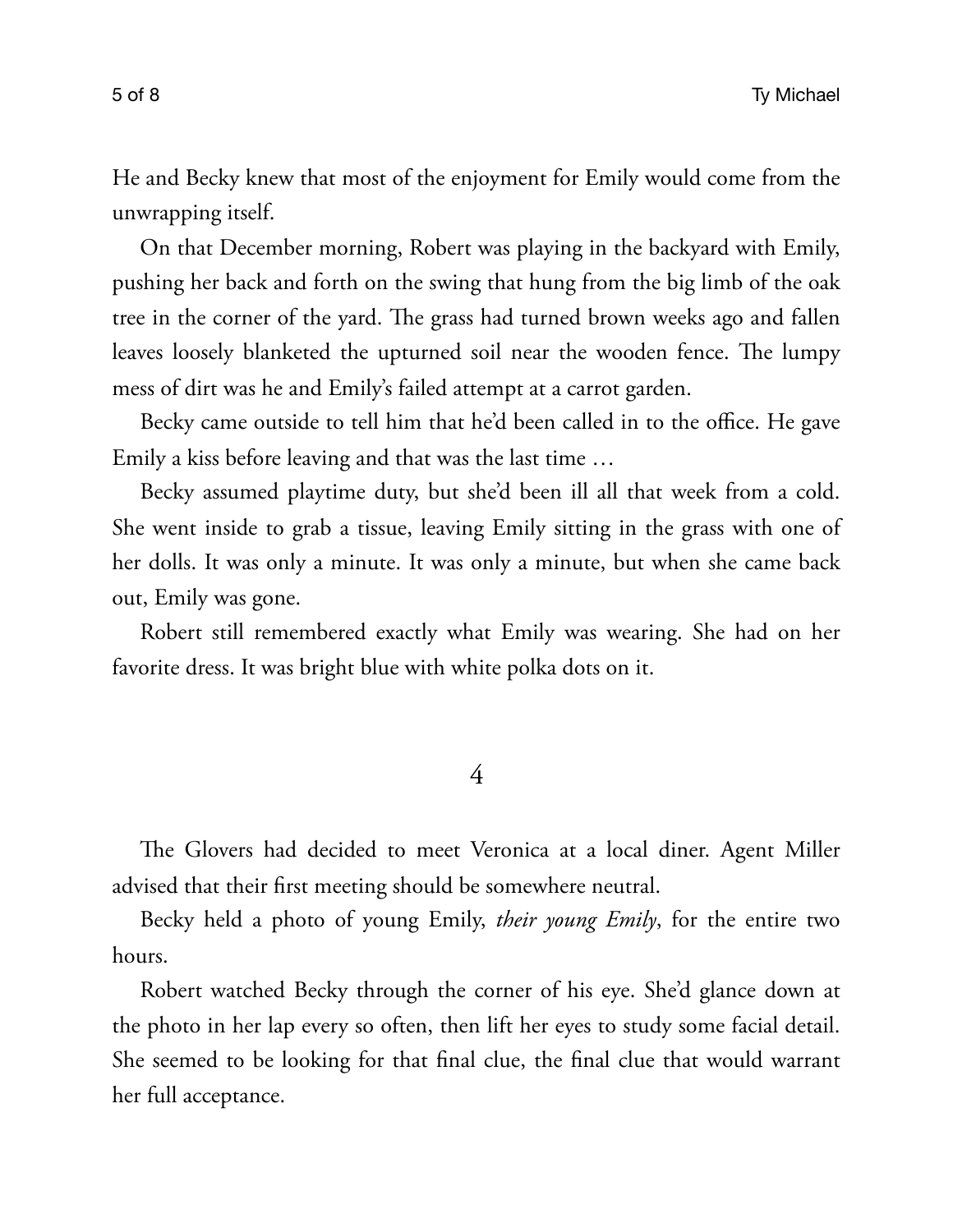He and Becky knew that most of the enjoyment for Emily would come from the unwrapping itself.

On that December morning, Robert was playing in the backyard with Emily, pushing her back and forth on the swing that hung from the big limb of the oak tree in the corner of the yard. The grass had turned brown weeks ago and fallen leaves loosely blanketed the upturned soil near the wooden fence. The lumpy mess of dirt was he and Emily's failed attempt at a carrot garden.

Becky came outside to tell him that he'd been called in to the office. He gave Emily a kiss before leaving and that was the last time …

Becky assumed playtime duty, but she'd been ill all that week from a cold. She went inside to grab a tissue, leaving Emily sitting in the grass with one of her dolls. It was only a minute. It was only a minute, but when she came back out, Emily was gone.

Robert still remembered exactly what Emily was wearing. She had on her favorite dress. It was bright blue with white polka dots on it.

## 4

The Glovers had decided to meet Veronica at a local diner. Agent Miller advised that their first meeting should be somewhere neutral.

Becky held a photo of young Emily, *their young Emily*, for the entire two hours.

Robert watched Becky through the corner of his eye. She'd glance down at the photo in her lap every so often, then lift her eyes to study some facial detail. She seemed to be looking for that final clue, the final clue that would warrant her full acceptance.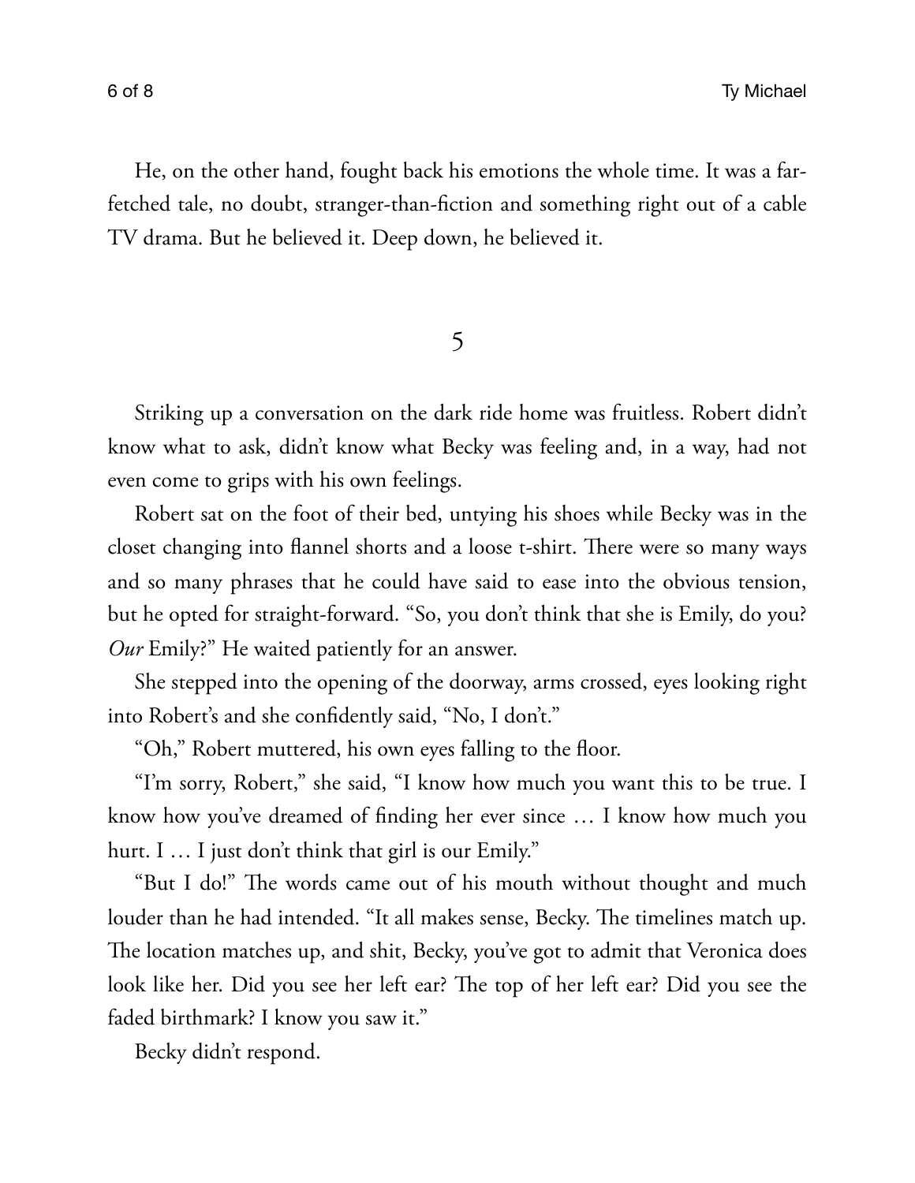He, on the other hand, fought back his emotions the whole time. It was a far-fetched tale, no doubt, stranger-than-fiction and something right out of a cable TV drama. But he believed it. Deep down, he believed it.

## 5

Striking up a conversation on the dark ride home was fruitless. Robert didn't know what to ask, didn't know what Becky was feeling and, in a way, had not even come to grips with his own feelings.

Robert sat on the foot of their bed, untying his shoes while Becky was in the closet changing into flannel shorts and a loose t-shirt. There were so many ways and so many phrases that he could have said to ease into the obvious tension, but he opted for straight-forward. "So, you don't think that she is Emily, do you? *Our* Emily?" He waited patiently for an answer.

She stepped into the opening of the doorway, arms crossed, eyes looking right into Robert's and she confidently said, "No, I don't."

"Oh," Robert muttered, his own eyes falling to the floor.

"I'm sorry, Robert," she said, "I know how much you want this to be true. I know how you've dreamed of finding her ever since … I know how much you hurt. I … I just don't think that girl is our Emily."

"But I do!" The words came out of his mouth without thought and much louder than he had intended. "It all makes sense, Becky. The timelines match up. The location matches up, and shit, Becky, you've got to admit that Veronica does look like her. Did you see her left ear? The top of her left ear? Did you see the faded birthmark? I know you saw it."

Becky didn't respond.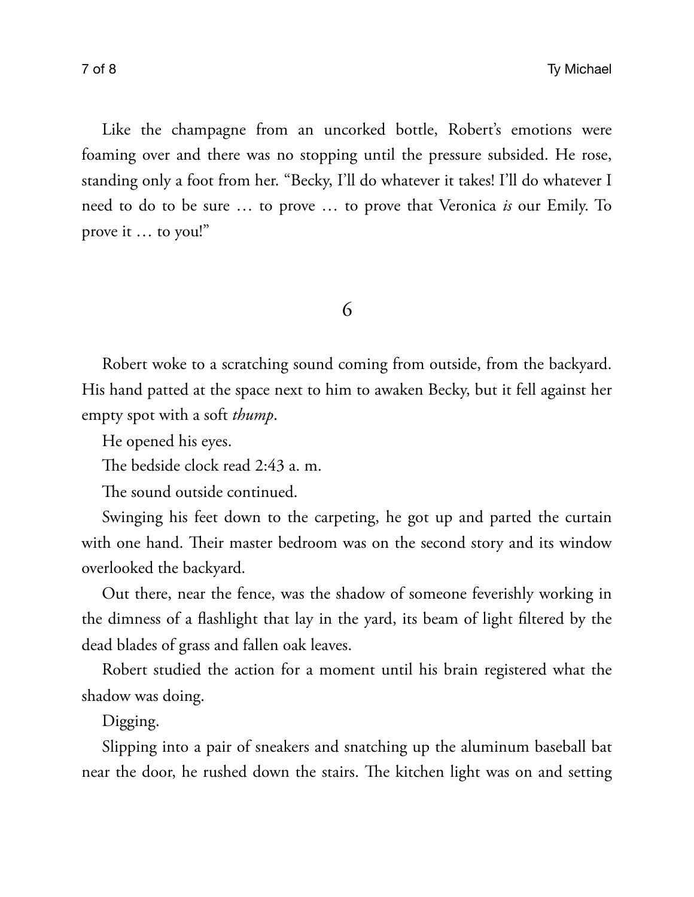Like the champagne from an uncorked bottle, Robert's emotions were foaming over and there was no stopping until the pressure subsided. He rose, standing only a foot from her. "Becky, I'll do whatever it takes! I'll do whatever I need to do to be sure … to prove … to prove that Veronica *is* our Emily. To prove it … to you!"

## 6

Robert woke to a scratching sound coming from outside, from the backyard. His hand patted at the space next to him to awaken Becky, but it fell against her empty spot with a soft *thump*.

He opened his eyes.

The bedside clock read 2:43 a. m.

The sound outside continued.

Swinging his feet down to the carpeting, he got up and parted the curtain with one hand. Their master bedroom was on the second story and its window overlooked the backyard.

Out there, near the fence, was the shadow of someone feverishly working in the dimness of a flashlight that lay in the yard, its beam of light filtered by the dead blades of grass and fallen oak leaves.

Robert studied the action for a moment until his brain registered what the shadow was doing.

Digging.

Slipping into a pair of sneakers and snatching up the aluminum baseball bat near the door, he rushed down the stairs. The kitchen light was on and setting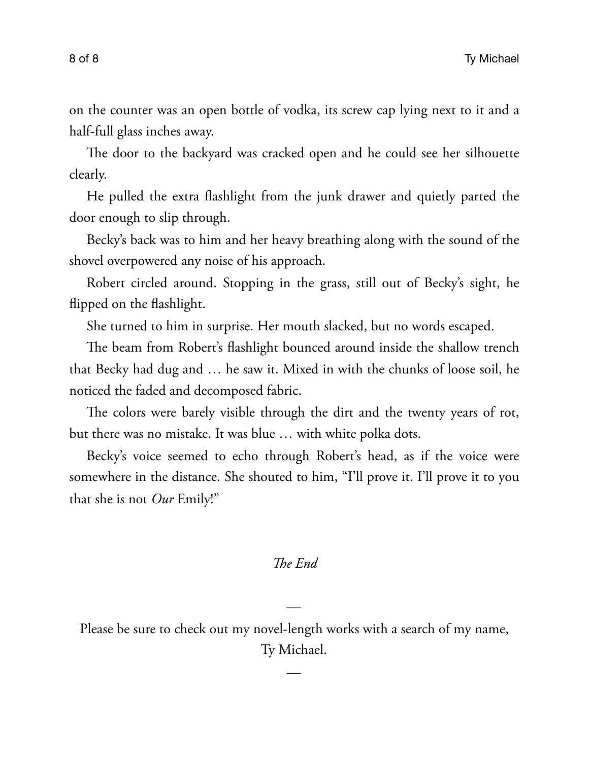on the counter was an open bottle of vodka, its screw cap lying next to it and a half-full glass inches away.

The door to the backyard was cracked open and he could see her silhouette clearly.

He pulled the extra flashlight from the junk drawer and quietly parted the door enough to slip through.

Becky's back was to him and her heavy breathing along with the sound of the shovel overpowered any noise of his approach.

Robert circled around. Stopping in the grass, still out of Becky's sight, he flipped on the flashlight.

She turned to him in surprise. Her mouth slacked, but no words escaped.

The beam from Robert's flashlight bounced around inside the shallow trench that Becky had dug and … he saw it. Mixed in with the chunks of loose soil, he noticed the faded and decomposed fabric.

The colors were barely visible through the dirt and the twenty years of rot, but there was no mistake. It was blue … with white polka dots.

Becky's voice seemed to echo through Robert's head, as if the voice were somewhere in the distance. She shouted to him, "I'll prove it. I'll prove it to you that she is not *Our* Emily!"

*The End*

—

Please be sure to check out my novel-length works with a search of my name, Ty Michael.

—